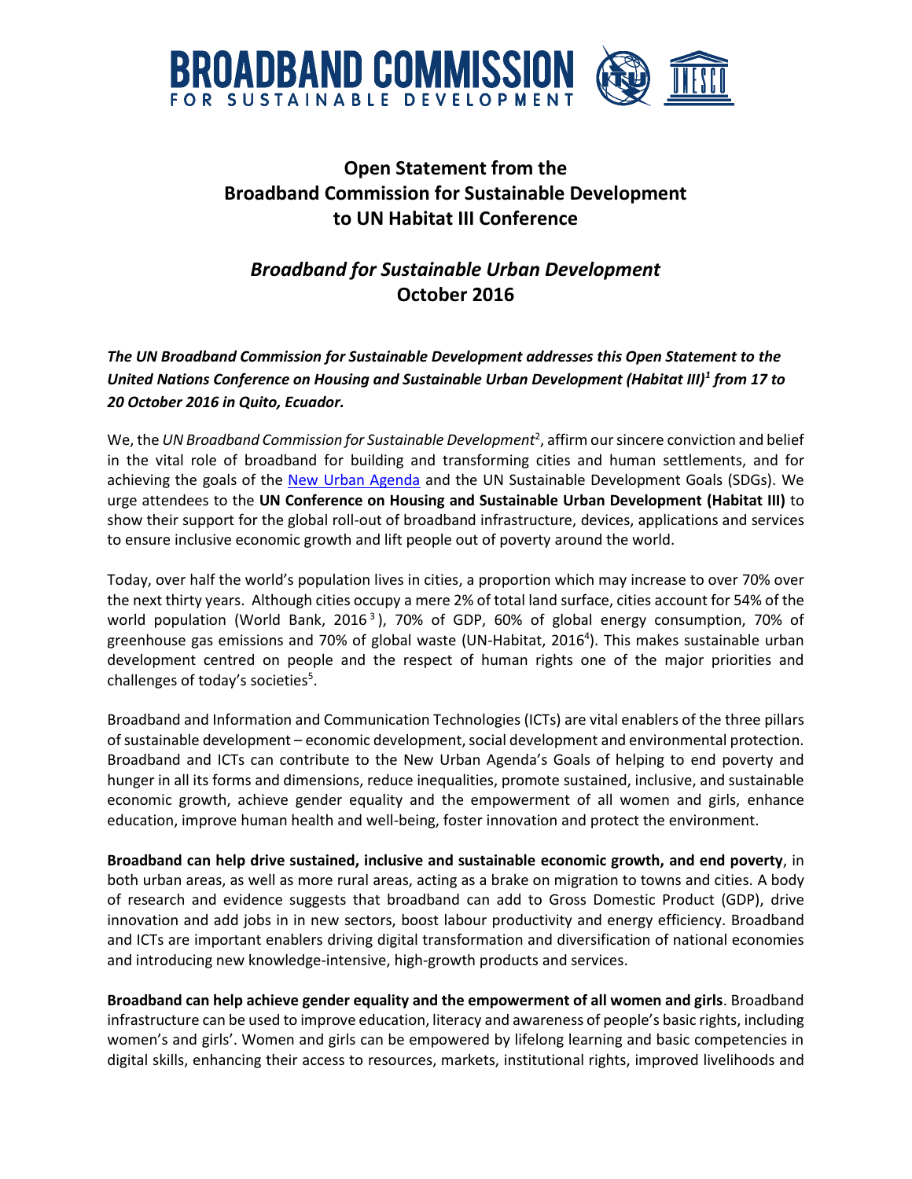# BROADBAND COMMISSION
FOR SUSTAINABLE DEVELOPMENT

## Open Statement from the Broadband Commission for Sustainable Development to UN Habitat III Conference

## *Broadband for Sustainable Urban Development*
## October 2016

***The UN Broadband Commission for Sustainable Development addresses this Open Statement to the United Nations Conference on Housing and Sustainable Urban Development (Habitat III)[1] from 17 to 20 October 2016 in Quito, Ecuador.***

We, the *UN Broadband Commission for Sustainable Development*[2], affirm our sincere conviction and belief in the vital role of broadband for building and transforming cities and human settlements, and for achieving the goals of the New Urban Agenda and the UN Sustainable Development Goals (SDGs). We urge attendees to the **UN Conference on Housing and Sustainable Urban Development (Habitat III)** to show their support for the global roll-out of broadband infrastructure, devices, applications and services to ensure inclusive economic growth and lift people out of poverty around the world.

Today, over half the world's population lives in cities, a proportion which may increase to over 70% over the next thirty years. Although cities occupy a mere 2% of total land surface, cities account for 54% of the world population (World Bank, 2016[3]), 70% of GDP, 60% of global energy consumption, 70% of greenhouse gas emissions and 70% of global waste (UN-Habitat, 2016[4]). This makes sustainable urban development centred on people and the respect of human rights one of the major priorities and challenges of today's societies[5].

Broadband and Information and Communication Technologies (ICTs) are vital enablers of the three pillars of sustainable development – economic development, social development and environmental protection. Broadband and ICTs can contribute to the New Urban Agenda's Goals of helping to end poverty and hunger in all its forms and dimensions, reduce inequalities, promote sustained, inclusive, and sustainable economic growth, achieve gender equality and the empowerment of all women and girls, enhance education, improve human health and well-being, foster innovation and protect the environment.

**Broadband can help drive sustained, inclusive and sustainable economic growth, and end poverty**, in both urban areas, as well as more rural areas, acting as a brake on migration to towns and cities. A body of research and evidence suggests that broadband can add to Gross Domestic Product (GDP), drive innovation and add jobs in in new sectors, boost labour productivity and energy efficiency. Broadband and ICTs are important enablers driving digital transformation and diversification of national economies and introducing new knowledge-intensive, high-growth products and services.

**Broadband can help achieve gender equality and the empowerment of all women and girls**. Broadband infrastructure can be used to improve education, literacy and awareness of people's basic rights, including women's and girls'. Women and girls can be empowered by lifelong learning and basic competencies in digital skills, enhancing their access to resources, markets, institutional rights, improved livelihoods and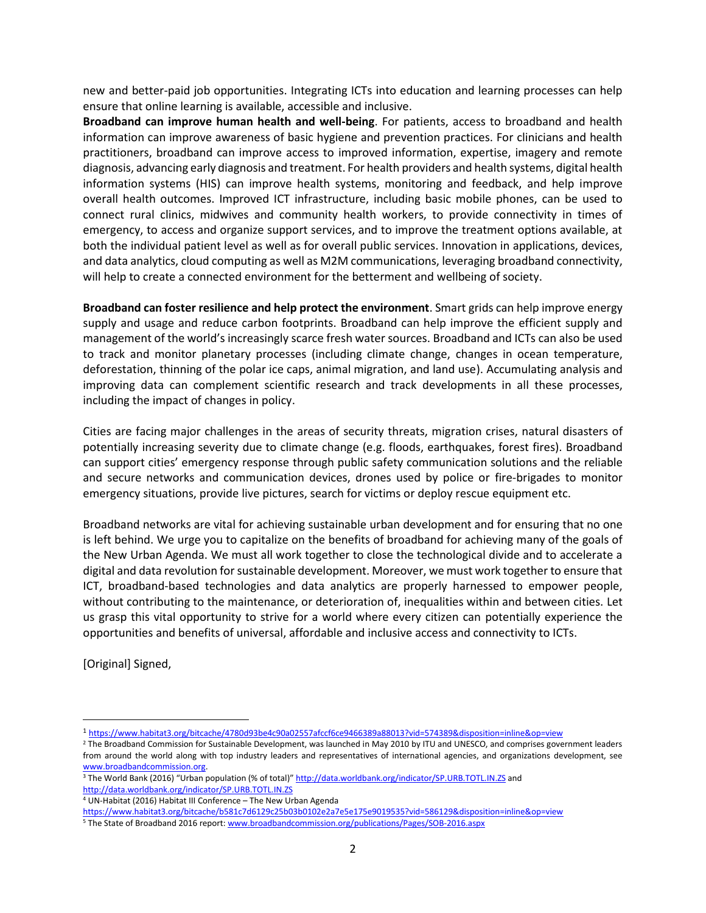new and better-paid job opportunities. Integrating ICTs into education and learning processes can help ensure that online learning is available, accessible and inclusive.

**Broadband can improve human health and well-being**. For patients, access to broadband and health information can improve awareness of basic hygiene and prevention practices. For clinicians and health practitioners, broadband can improve access to improved information, expertise, imagery and remote diagnosis, advancing early diagnosis and treatment. For health providers and health systems, digital health information systems (HIS) can improve health systems, monitoring and feedback, and help improve overall health outcomes. Improved ICT infrastructure, including basic mobile phones, can be used to connect rural clinics, midwives and community health workers, to provide connectivity in times of emergency, to access and organize support services, and to improve the treatment options available, at both the individual patient level as well as for overall public services. Innovation in applications, devices, and data analytics, cloud computing as well as M2M communications, leveraging broadband connectivity, will help to create a connected environment for the betterment and wellbeing of society.

**Broadband can foster resilience and help protect the environment**. Smart grids can help improve energy supply and usage and reduce carbon footprints. Broadband can help improve the efficient supply and management of the world's increasingly scarce fresh water sources. Broadband and ICTs can also be used to track and monitor planetary processes (including climate change, changes in ocean temperature, deforestation, thinning of the polar ice caps, animal migration, and land use). Accumulating analysis and improving data can complement scientific research and track developments in all these processes, including the impact of changes in policy.

Cities are facing major challenges in the areas of security threats, migration crises, natural disasters of potentially increasing severity due to climate change (e.g. floods, earthquakes, forest fires). Broadband can support cities' emergency response through public safety communication solutions and the reliable and secure networks and communication devices, drones used by police or fire-brigades to monitor emergency situations, provide live pictures, search for victims or deploy rescue equipment etc.

Broadband networks are vital for achieving sustainable urban development and for ensuring that no one is left behind. We urge you to capitalize on the benefits of broadband for achieving many of the goals of the New Urban Agenda. We must all work together to close the technological divide and to accelerate a digital and data revolution for sustainable development. Moreover, we must work together to ensure that ICT, broadband-based technologies and data analytics are properly harnessed to empower people, without contributing to the maintenance, or deterioration of, inequalities within and between cities. Let us grasp this vital opportunity to strive for a world where every citizen can potentially experience the opportunities and benefits of universal, affordable and inclusive access and connectivity to ICTs.

[Original] Signed,

---

[1] https://www.habitat3.org/bitcache/4780d93be4c90a02557afccf6ce9466389a88013?vid=574389&disposition=inline&op=view

[2] The Broadband Commission for Sustainable Development, was launched in May 2010 by ITU and UNESCO, and comprises government leaders from around the world along with top industry leaders and representatives of international agencies, and organizations development, see www.broadbandcommission.org.

[3] The World Bank (2016) "Urban population (% of total)" http://data.worldbank.org/indicator/SP.URB.TOTL.IN.ZS and http://data.worldbank.org/indicator/SP.URB.TOTL.IN.ZS

[4] UN-Habitat (2016) Habitat III Conference – The New Urban Agenda https://www.habitat3.org/bitcache/b581c7d6129c25b03b0102e2a7e5e175e9019535?vid=586129&disposition=inline&op=view

[5] The State of Broadband 2016 report: www.broadbandcommission.org/publications/Pages/SOB-2016.aspx